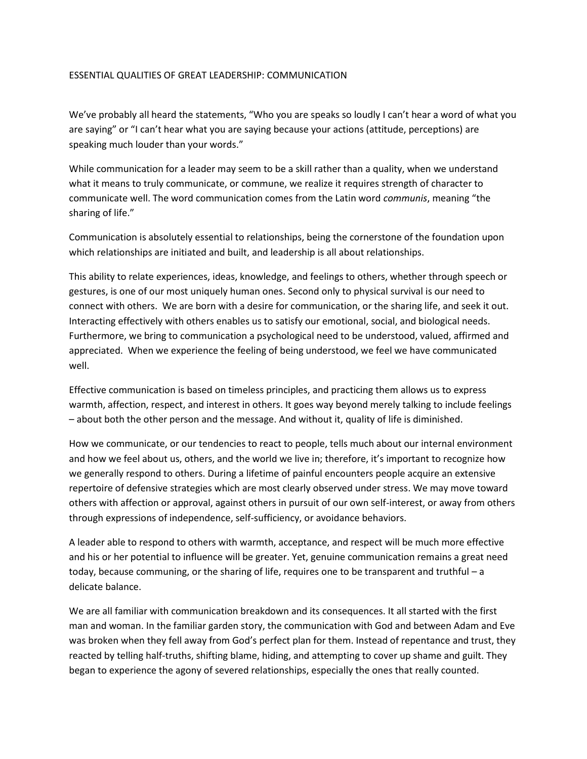# ESSENTIAL QUALITIES OF GREAT LEADERSHIP: COMMUNICATION

We've probably all heard the statements, "Who you are speaks so loudly I can't hear a word of what you are saying" or "I can't hear what you are saying because your actions (attitude, perceptions) are speaking much louder than your words."

While communication for a leader may seem to be a skill rather than a quality, when we understand what it means to truly communicate, or commune, we realize it requires strength of character to communicate well. The word communication comes from the Latin word *communis*, meaning "the sharing of life."

Communication is absolutely essential to relationships, being the cornerstone of the foundation upon which relationships are initiated and built, and leadership is all about relationships.

This ability to relate experiences, ideas, knowledge, and feelings to others, whether through speech or gestures, is one of our most uniquely human ones. Second only to physical survival is our need to connect with others. We are born with a desire for communication, or the sharing life, and seek it out. Interacting effectively with others enables us to satisfy our emotional, social, and biological needs. Furthermore, we bring to communication a psychological need to be understood, valued, affirmed and appreciated. When we experience the feeling of being understood, we feel we have communicated well.

Effective communication is based on timeless principles, and practicing them allows us to express warmth, affection, respect, and interest in others. It goes way beyond merely talking to include feelings – about both the other person and the message. And without it, quality of life is diminished.

How we communicate, or our tendencies to react to people, tells much about our internal environment and how we feel about us, others, and the world we live in; therefore, it's important to recognize how we generally respond to others. During a lifetime of painful encounters people acquire an extensive repertoire of defensive strategies which are most clearly observed under stress. We may move toward others with affection or approval, against others in pursuit of our own self-interest, or away from others through expressions of independence, self-sufficiency, or avoidance behaviors.

A leader able to respond to others with warmth, acceptance, and respect will be much more effective and his or her potential to influence will be greater. Yet, genuine communication remains a great need today, because communing, or the sharing of life, requires one to be transparent and truthful – a delicate balance.

We are all familiar with communication breakdown and its consequences. It all started with the first man and woman. In the familiar garden story, the communication with God and between Adam and Eve was broken when they fell away from God's perfect plan for them. Instead of repentance and trust, they reacted by telling half-truths, shifting blame, hiding, and attempting to cover up shame and guilt. They began to experience the agony of severed relationships, especially the ones that really counted.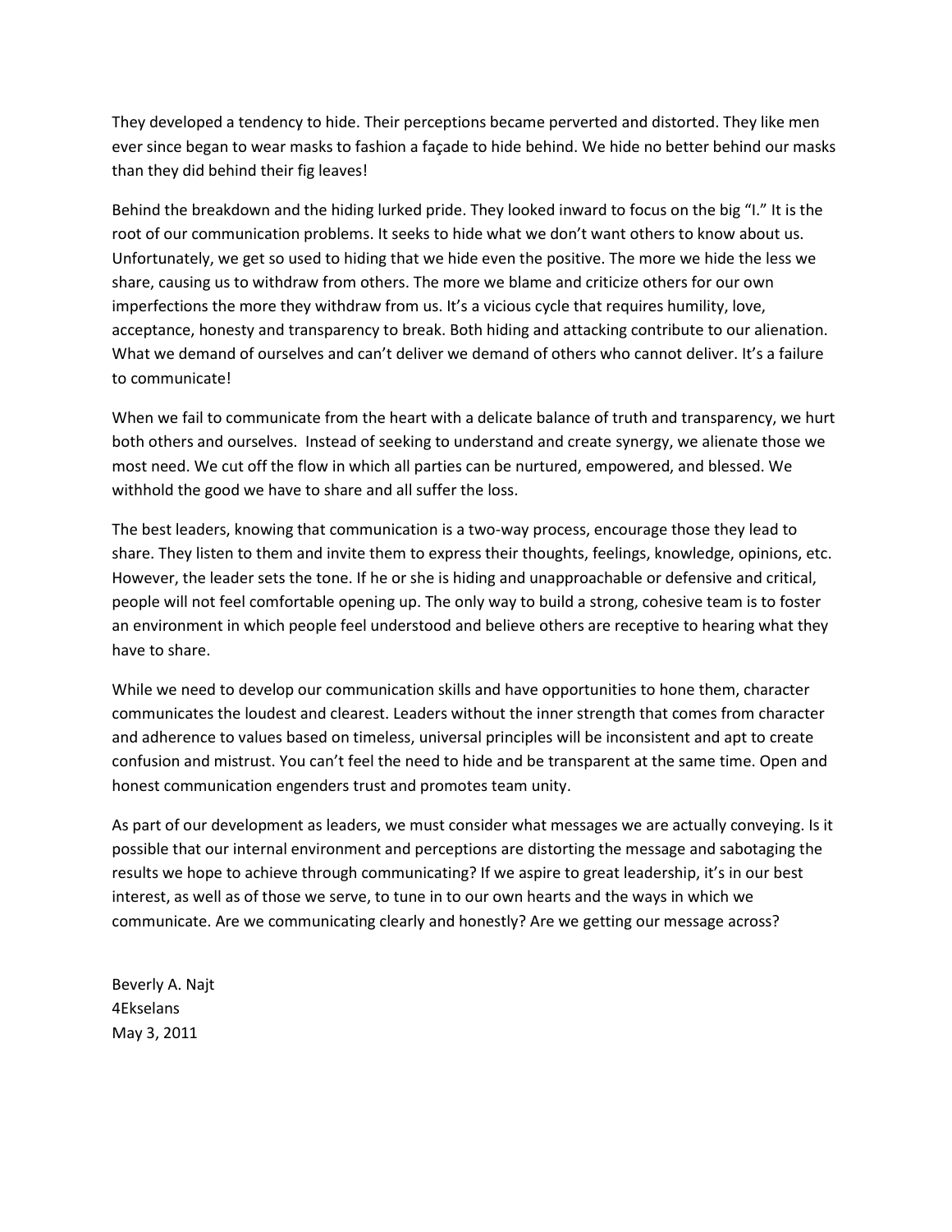They developed a tendency to hide. Their perceptions became perverted and distorted. They like men ever since began to wear masks to fashion a façade to hide behind. We hide no better behind our masks than they did behind their fig leaves!

Behind the breakdown and the hiding lurked pride. They looked inward to focus on the big "I." It is the root of our communication problems. It seeks to hide what we don't want others to know about us. Unfortunately, we get so used to hiding that we hide even the positive. The more we hide the less we share, causing us to withdraw from others. The more we blame and criticize others for our own imperfections the more they withdraw from us. It's a vicious cycle that requires humility, love, acceptance, honesty and transparency to break. Both hiding and attacking contribute to our alienation. What we demand of ourselves and can't deliver we demand of others who cannot deliver. It's a failure to communicate!

When we fail to communicate from the heart with a delicate balance of truth and transparency, we hurt both others and ourselves. Instead of seeking to understand and create synergy, we alienate those we most need. We cut off the flow in which all parties can be nurtured, empowered, and blessed. We withhold the good we have to share and all suffer the loss.

The best leaders, knowing that communication is a two-way process, encourage those they lead to share. They listen to them and invite them to express their thoughts, feelings, knowledge, opinions, etc. However, the leader sets the tone. If he or she is hiding and unapproachable or defensive and critical, people will not feel comfortable opening up. The only way to build a strong, cohesive team is to foster an environment in which people feel understood and believe others are receptive to hearing what they have to share.

While we need to develop our communication skills and have opportunities to hone them, character communicates the loudest and clearest. Leaders without the inner strength that comes from character and adherence to values based on timeless, universal principles will be inconsistent and apt to create confusion and mistrust. You can't feel the need to hide and be transparent at the same time. Open and honest communication engenders trust and promotes team unity.

As part of our development as leaders, we must consider what messages we are actually conveying. Is it possible that our internal environment and perceptions are distorting the message and sabotaging the results we hope to achieve through communicating? If we aspire to great leadership, it's in our best interest, as well as of those we serve, to tune in to our own hearts and the ways in which we communicate. Are we communicating clearly and honestly? Are we getting our message across?

Beverly A. Najt  
4Ekselans  
May 3, 2011